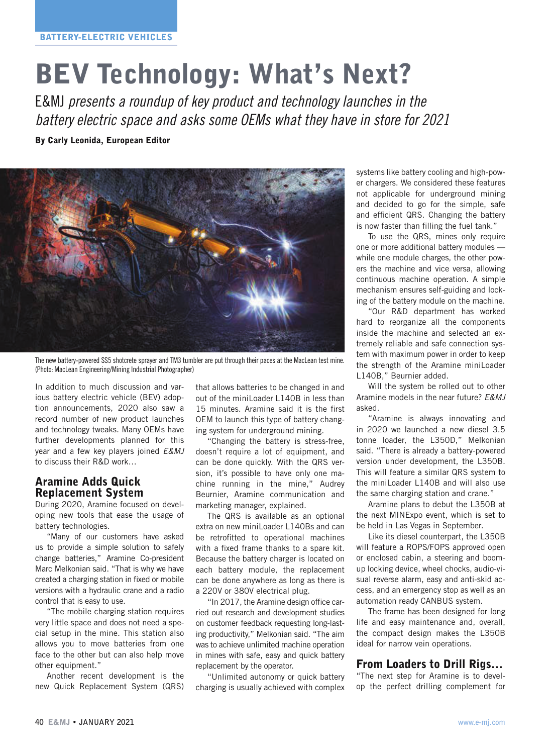# BEV Technology: What's Next?

*E&MJ presents a roundup of key product and technology launches in the battery electric space and asks some OEMs what they have in store for 2021*

**By Carly Leonida, European Editor**

The new battery-powered SS5 shotcrete sprayer and TM3 tumbler are put through their paces at the MacLean test mine. (Photo: MacLean Engineering/Mining Industrial Photographer)

In addition to much discussion and various battery electric vehicle (BEV) adoption announcements, 2020 also saw a record number of new product launches and technology tweaks. Many OEMs have further developments planned for this year and a few key players joined *E&MJ* to discuss their R&D work…

## Aramine Adds Quick Replacement System

During 2020, Aramine focused on developing new tools that ease the usage of battery technologies.

"Many of our customers have asked us to provide a simple solution to safely change batteries," Aramine Co-president Marc Melkonian said. "That is why we have created a charging station in fixed or mobile versions with a hydraulic crane and a radio control that is easy to use.

"The mobile charging station requires very little space and does not need a special setup in the mine. This station also allows you to move batteries from one face to the other but can also help move other equipment."

Another recent development is the new Quick Replacement System (QRS) that allows batteries to be changed in and out of the miniLoader L140B in less than 15 minutes. Aramine said it is the first OEM to launch this type of battery changing system for underground mining.

"Changing the battery is stress-free, doesn't require a lot of equipment, and can be done quickly. With the QRS version, it's possible to have only one machine running in the mine," Audrey Beurnier, Aramine communication and marketing manager, explained.

The QRS is available as an optional extra on new miniLoader L140Bs and can be retrofitted to operational machines with a fixed frame thanks to a spare kit. Because the battery charger is located on each battery module, the replacement can be done anywhere as long as there is a 220V or 380V electrical plug.

"In 2017, the Aramine design office carried out research and development studies on customer feedback requesting long-lasting productivity," Melkonian said. "The aim was to achieve unlimited machine operation in mines with safe, easy and quick battery replacement by the operator.

"Unlimited autonomy or quick battery charging is usually achieved with complex systems like battery cooling and high-power chargers. We considered these features not applicable for underground mining and decided to go for the simple, safe and efficient QRS. Changing the battery is now faster than filling the fuel tank."

To use the QRS, mines only require one or more additional battery modules — while one module charges, the other powers the machine and vice versa, allowing continuous machine operation. A simple mechanism ensures self-guiding and locking of the battery module on the machine.

"Our R&D department has worked hard to reorganize all the components inside the machine and selected an extremely reliable and safe connection system with maximum power in order to keep the strength of the Aramine miniLoader L140B," Beurnier added.

Will the system be rolled out to other Aramine models in the near future? *E&MJ* asked.

"Aramine is always innovating and in 2020 we launched a new diesel 3.5 tonne loader, the L350D," Melkonian said. "There is already a battery-powered version under development, the L350B. This will feature a similar QRS system to the miniLoader L140B and will also use the same charging station and crane."

Aramine plans to debut the L350B at the next MINExpo event, which is set to be held in Las Vegas in September.

Like its diesel counterpart, the L350B will feature a ROPS/FOPS approved open or enclosed cabin, a steering and boom-up locking device, wheel chocks, audio-visual reverse alarm, easy and anti-skid access, and an emergency stop as well as an automation ready CANBUS system.

The frame has been designed for long life and easy maintenance and, overall, the compact design makes the L350B ideal for narrow vein operations.

## From Loaders to Drill Rigs…

"The next step for Aramine is to develop the perfect drilling complement for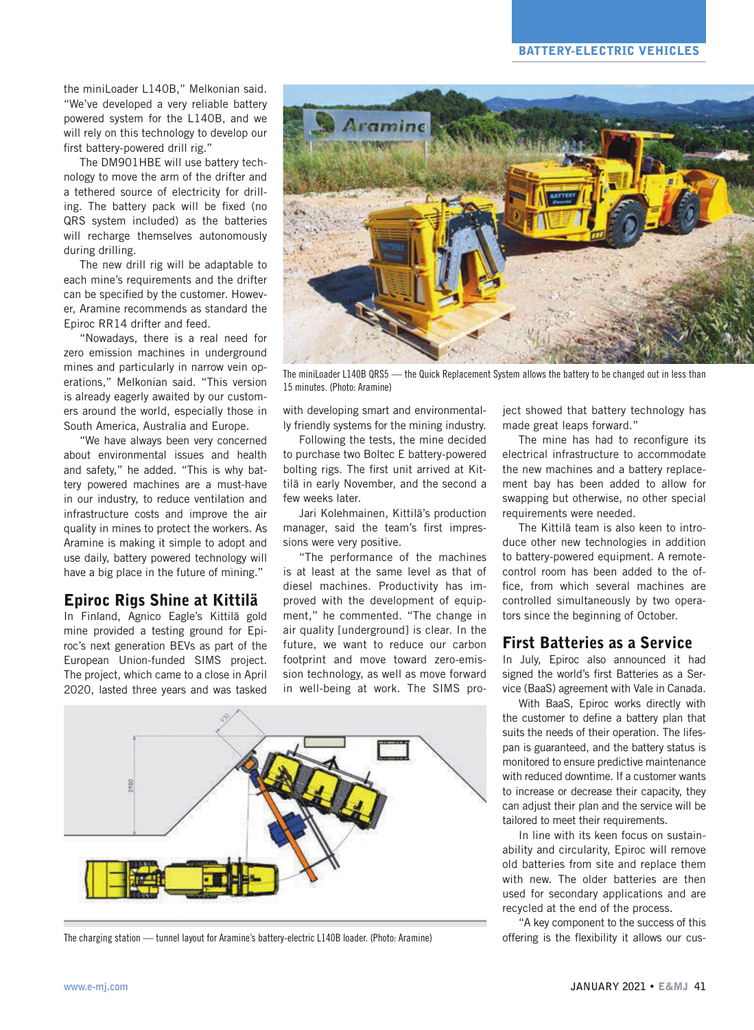the miniLoader L140B," Melkonian said. "We've developed a very reliable battery powered system for the L140B, and we will rely on this technology to develop our first battery-powered drill rig."

The DM901HBE will use battery technology to move the arm of the drifter and a tethered source of electricity for drilling. The battery pack will be fixed (no QRS system included) as the batteries will recharge themselves autonomously during drilling.

The new drill rig will be adaptable to each mine's requirements and the drifter can be specified by the customer. However, Aramine recommends as standard the Epiroc RR14 drifter and feed.

"Nowadays, there is a real need for zero emission machines in underground mines and particularly in narrow vein operations," Melkonian said. "This version is already eagerly awaited by our customers around the world, especially those in South America, Australia and Europe.

"We have always been very concerned about environmental issues and health and safety," he added. "This is why battery powered machines are a must-have in our industry, to reduce ventilation and infrastructure costs and improve the air quality in mines to protect the workers. As Aramine is making it simple to adopt and use daily, battery powered technology will have a big place in the future of mining."

The miniLoader L140B QRS5 — the Quick Replacement System allows the battery to be changed out in less than 15 minutes. (Photo: Aramine)

## Epiroc Rigs Shine at Kittilä

In Finland, Agnico Eagle's Kittilä gold mine provided a testing ground for Epiroc's next generation BEVs as part of the European Union-funded SIMS project. The project, which came to a close in April 2020, lasted three years and was tasked with developing smart and environmentally friendly systems for the mining industry.

Following the tests, the mine decided to purchase two Boltec E battery-powered bolting rigs. The first unit arrived at Kittilä in early November, and the second a few weeks later.

Jari Kolehmainen, Kittilä's production manager, said the team's first impressions were very positive.

"The performance of the machines is at least at the same level as that of diesel machines. Productivity has improved with the development of equipment," he commented. "The change in air quality [underground] is clear. In the future, we want to reduce our carbon footprint and move toward zero-emission technology, as well as move forward in well-being at work. The SIMS project showed that battery technology has made great leaps forward."

The mine has had to reconfigure its electrical infrastructure to accommodate the new machines and a battery replacement bay has been added to allow for swapping but otherwise, no other special requirements were needed.

The Kittilä team is also keen to introduce other new technologies in addition to battery-powered equipment. A remote-control room has been added to the office, from which several machines are controlled simultaneously by two operators since the beginning of October.

The charging station — tunnel layout for Aramine's battery-electric L140B loader. (Photo: Aramine)

## First Batteries as a Service

In July, Epiroc also announced it had signed the world's first Batteries as a Service (BaaS) agreement with Vale in Canada.

With BaaS, Epiroc works directly with the customer to define a battery plan that suits the needs of their operation. The lifespan is guaranteed, and the battery status is monitored to ensure predictive maintenance with reduced downtime. If a customer wants to increase or decrease their capacity, they can adjust their plan and the service will be tailored to meet their requirements.

In line with its keen focus on sustainability and circularity, Epiroc will remove old batteries from site and replace them with new. The older batteries are then used for secondary applications and are recycled at the end of the process.

"A key component to the success of this offering is the flexibility it allows our cus-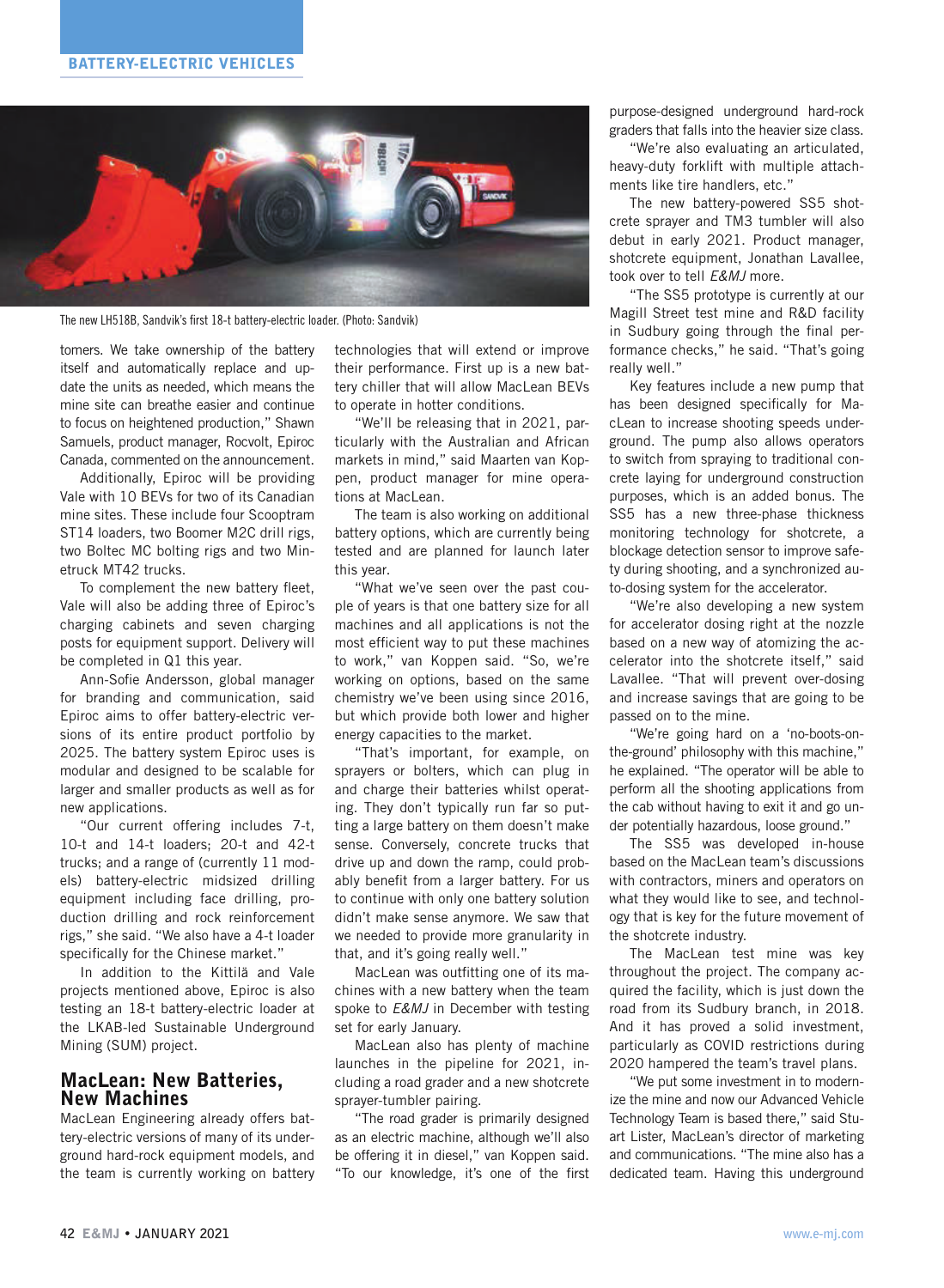The new LH518B, Sandvik's first 18-t battery-electric loader. (Photo: Sandvik)

tomers. We take ownership of the battery itself and automatically replace and update the units as needed, which means the mine site can breathe easier and continue to focus on heightened production," Shawn Samuels, product manager, Rocvolt, Epiroc Canada, commented on the announcement.

Additionally, Epiroc will be providing Vale with 10 BEVs for two of its Canadian mine sites. These include four Scooptram ST14 loaders, two Boomer M2C drill rigs, two Boltec MC bolting rigs and two Minetruck MT42 trucks.

To complement the new battery fleet, Vale will also be adding three of Epiroc's charging cabinets and seven charging posts for equipment support. Delivery will be completed in Q1 this year.

Ann-Sofie Andersson, global manager for branding and communication, said Epiroc aims to offer battery-electric versions of its entire product portfolio by 2025. The battery system Epiroc uses is modular and designed to be scalable for larger and smaller products as well as for new applications.

"Our current offering includes 7-t, 10-t and 14-t loaders; 20-t and 42-t trucks; and a range of (currently 11 models) battery-electric midsized drilling equipment including face drilling, production drilling and rock reinforcement rigs," she said. "We also have a 4-t loader specifically for the Chinese market."

In addition to the Kittilä and Vale projects mentioned above, Epiroc is also testing an 18-t battery-electric loader at the LKAB-led Sustainable Underground Mining (SUM) project.

## MacLean: New Batteries, New Machines

MacLean Engineering already offers battery-electric versions of many of its underground hard-rock equipment models, and the team is currently working on battery technologies that will extend or improve their performance. First up is a new battery chiller that will allow MacLean BEVs to operate in hotter conditions.

"We'll be releasing that in 2021, particularly with the Australian and African markets in mind," said Maarten van Koppen, product manager for mine operations at MacLean.

The team is also working on additional battery options, which are currently being tested and are planned for launch later this year.

"What we've seen over the past couple of years is that one battery size for all machines and all applications is not the most efficient way to put these machines to work," van Koppen said. "So, we're working on options, based on the same chemistry we've been using since 2016, but which provide both lower and higher energy capacities to the market.

"That's important, for example, on sprayers or bolters, which can plug in and charge their batteries whilst operating. They don't typically run far so putting a large battery on them doesn't make sense. Conversely, concrete trucks that drive up and down the ramp, could probably benefit from a larger battery. For us to continue with only one battery solution didn't make sense anymore. We saw that we needed to provide more granularity in that, and it's going really well."

MacLean was outfitting one of its machines with a new battery when the team spoke to *E&MJ* in December with testing set for early January.

MacLean also has plenty of machine launches in the pipeline for 2021, including a road grader and a new shotcrete sprayer-tumbler pairing.

"The road grader is primarily designed as an electric machine, although we'll also be offering it in diesel," van Koppen said. "To our knowledge, it's one of the first purpose-designed underground hard-rock graders that falls into the heavier size class.

"We're also evaluating an articulated, heavy-duty forklift with multiple attachments like tire handlers, etc."

The new battery-powered SS5 shotcrete sprayer and TM3 tumbler will also debut in early 2021. Product manager, shotcrete equipment, Jonathan Lavallee, took over to tell *E&MJ* more.

"The SS5 prototype is currently at our Magill Street test mine and R&D facility in Sudbury going through the final performance checks," he said. "That's going really well."

Key features include a new pump that has been designed specifically for MacLean to increase shooting speeds underground. The pump also allows operators to switch from spraying to traditional concrete laying for underground construction purposes, which is an added bonus. The SS5 has a new three-phase thickness monitoring technology for shotcrete, a blockage detection sensor to improve safety during shooting, and a synchronized auto-dosing system for the accelerator.

"We're also developing a new system for accelerator dosing right at the nozzle based on a new way of atomizing the accelerator into the shotcrete itself," said Lavallee. "That will prevent over-dosing and increase savings that are going to be passed on to the mine.

"We're going hard on a 'no-boots-on-the-ground' philosophy with this machine," he explained. "The operator will be able to perform all the shooting applications from the cab without having to exit it and go under potentially hazardous, loose ground."

The SS5 was developed in-house based on the MacLean team's discussions with contractors, miners and operators on what they would like to see, and technology that is key for the future movement of the shotcrete industry.

The MacLean test mine was key throughout the project. The company acquired the facility, which is just down the road from its Sudbury branch, in 2018. And it has proved a solid investment, particularly as COVID restrictions during 2020 hampered the team's travel plans.

"We put some investment in to modernize the mine and now our Advanced Vehicle Technology Team is based there," said Stuart Lister, MacLean's director of marketing and communications. "The mine also has a dedicated team. Having this underground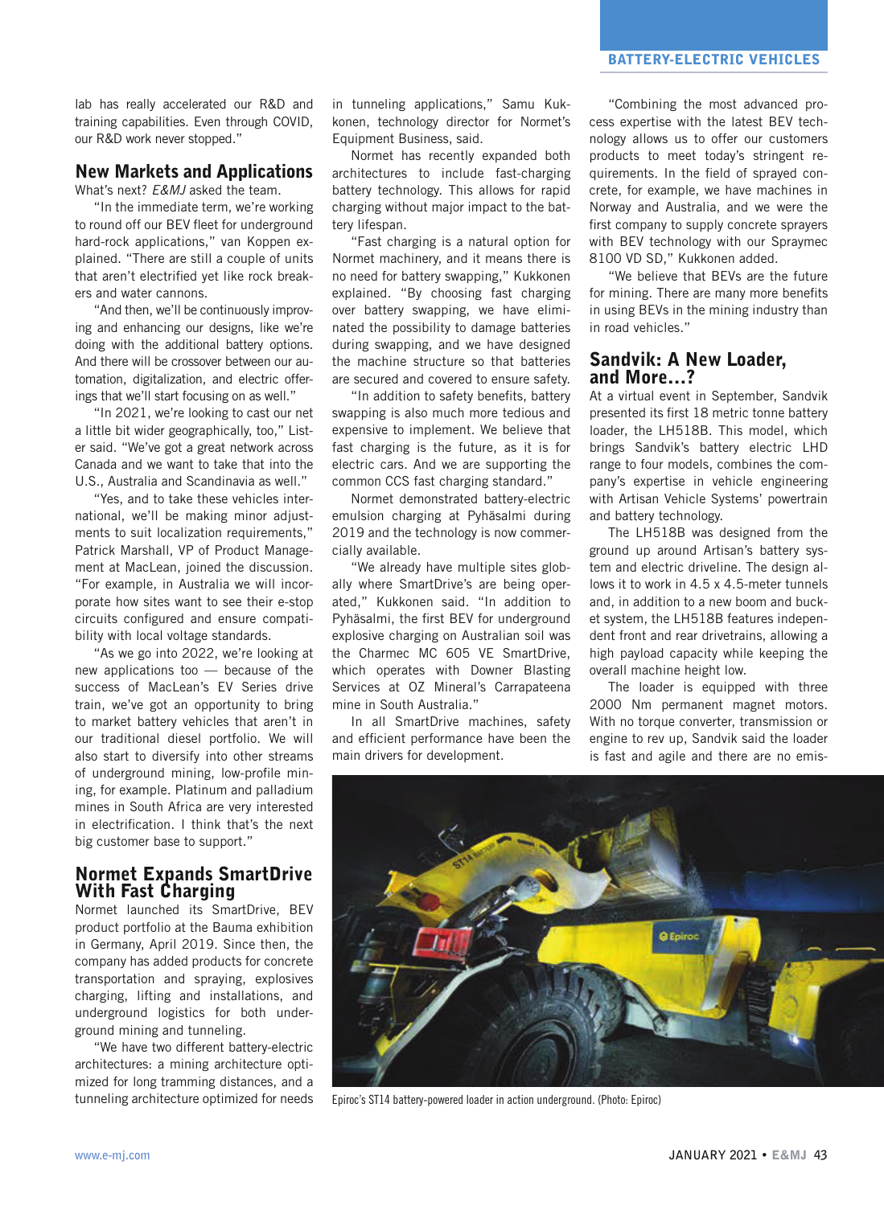lab has really accelerated our R&D and training capabilities. Even through COVID, our R&D work never stopped."

## New Markets and Applications

What's next? *E&MJ* asked the team.

"In the immediate term, we're working to round off our BEV fleet for underground hard-rock applications," van Koppen explained. "There are still a couple of units that aren't electrified yet like rock breakers and water cannons.

"And then, we'll be continuously improving and enhancing our designs, like we're doing with the additional battery options. And there will be crossover between our automation, digitalization, and electric offerings that we'll start focusing on as well."

"In 2021, we're looking to cast our net a little bit wider geographically, too," Lister said. "We've got a great network across Canada and we want to take that into the U.S., Australia and Scandinavia as well."

"Yes, and to take these vehicles international, we'll be making minor adjustments to suit localization requirements," Patrick Marshall, VP of Product Management at MacLean, joined the discussion. "For example, in Australia we will incorporate how sites want to see their e-stop circuits configured and ensure compatibility with local voltage standards.

"As we go into 2022, we're looking at new applications too — because of the success of MacLean's EV Series drive train, we've got an opportunity to bring to market battery vehicles that aren't in our traditional diesel portfolio. We will also start to diversify into other streams of underground mining, low-profile mining, for example. Platinum and palladium mines in South Africa are very interested in electrification. I think that's the next big customer base to support."

## Normet Expands SmartDrive With Fast Charging

Normet launched its SmartDrive, BEV product portfolio at the Bauma exhibition in Germany, April 2019. Since then, the company has added products for concrete transportation and spraying, explosives charging, lifting and installations, and underground logistics for both underground mining and tunneling.

"We have two different battery-electric architectures: a mining architecture optimized for long tramming distances, and a tunneling architecture optimized for needs in tunneling applications," Samu Kukkonen, technology director for Normet's Equipment Business, said.

Normet has recently expanded both architectures to include fast-charging battery technology. This allows for rapid charging without major impact to the battery lifespan.

"Fast charging is a natural option for Normet machinery, and it means there is no need for battery swapping," Kukkonen explained. "By choosing fast charging over battery swapping, we have eliminated the possibility to damage batteries during swapping, and we have designed the machine structure so that batteries are secured and covered to ensure safety.

"In addition to safety benefits, battery swapping is also much more tedious and expensive to implement. We believe that fast charging is the future, as it is for electric cars. And we are supporting the common CCS fast charging standard."

Normet demonstrated battery-electric emulsion charging at Pyhäsalmi during 2019 and the technology is now commercially available.

"We already have multiple sites globally where SmartDrive's are being operated," Kukkonen said. "In addition to Pyhäsalmi, the first BEV for underground explosive charging on Australian soil was the Charmec MC 605 VE SmartDrive, which operates with Downer Blasting Services at OZ Mineral's Carrapateena mine in South Australia."

In all SmartDrive machines, safety and efficient performance have been the main drivers for development.

"Combining the most advanced process expertise with the latest BEV technology allows us to offer our customers products to meet today's stringent requirements. In the field of sprayed concrete, for example, we have machines in Norway and Australia, and we were the first company to supply concrete sprayers with BEV technology with our Spraymec 8100 VD SD," Kukkonen added.

"We believe that BEVs are the future for mining. There are many more benefits in using BEVs in the mining industry than in road vehicles."

## Sandvik: A New Loader, and More…?

At a virtual event in September, Sandvik presented its first 18 metric tonne battery loader, the LH518B. This model, which brings Sandvik's battery electric LHD range to four models, combines the company's expertise in vehicle engineering with Artisan Vehicle Systems' powertrain and battery technology.

The LH518B was designed from the ground up around Artisan's battery system and electric driveline. The design allows it to work in 4.5 x 4.5-meter tunnels and, in addition to a new boom and bucket system, the LH518B features independent front and rear drivetrains, allowing a high payload capacity while keeping the overall machine height low.

The loader is equipped with three 2000 Nm permanent magnet motors. With no torque converter, transmission or engine to rev up, Sandvik said the loader is fast and agile and there are no emis-

Epiroc's ST14 battery-powered loader in action underground. (Photo: Epiroc)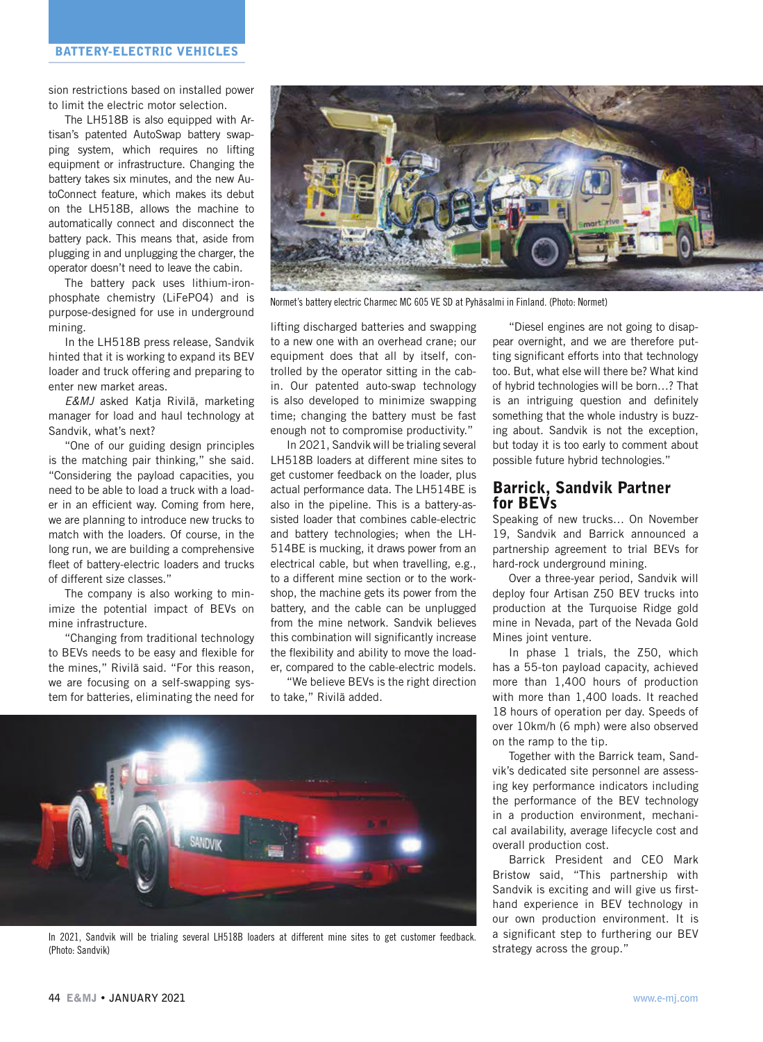sion restrictions based on installed power to limit the electric motor selection.

The LH518B is also equipped with Artisan's patented AutoSwap battery swapping system, which requires no lifting equipment or infrastructure. Changing the battery takes six minutes, and the new AutoConnect feature, which makes its debut on the LH518B, allows the machine to automatically connect and disconnect the battery pack. This means that, aside from plugging in and unplugging the charger, the operator doesn't need to leave the cabin.

The battery pack uses lithium-iron-phosphate chemistry (LiFePO4) and is purpose-designed for use in underground mining.

In the LH518B press release, Sandvik hinted that it is working to expand its BEV loader and truck offering and preparing to enter new market areas.

*E&MJ* asked Katja Rivilä, marketing manager for load and haul technology at Sandvik, what's next?

"One of our guiding design principles is the matching pair thinking," she said. "Considering the payload capacities, you need to be able to load a truck with a loader in an efficient way. Coming from here, we are planning to introduce new trucks to match with the loaders. Of course, in the long run, we are building a comprehensive fleet of battery-electric loaders and trucks of different size classes."

The company is also working to minimize the potential impact of BEVs on mine infrastructure.

"Changing from traditional technology to BEVs needs to be easy and flexible for the mines," Rivilä said. "For this reason, we are focusing on a self-swapping system for batteries, eliminating the need for lifting discharged batteries and swapping to a new one with an overhead crane; our equipment does that all by itself, controlled by the operator sitting in the cabin. Our patented auto-swap technology is also developed to minimize swapping time; changing the battery must be fast enough not to compromise productivity."

Normet's battery electric Charmec MC 605 VE SD at Pyhäsalmi in Finland. (Photo: Normet)

In 2021, Sandvik will be trialing several LH518B loaders at different mine sites to get customer feedback on the loader, plus actual performance data. The LH514BE is also in the pipeline. This is a battery-assisted loader that combines cable-electric and battery technologies; when the LH-514BE is mucking, it draws power from an electrical cable, but when travelling, e.g., to a different mine section or to the workshop, the machine gets its power from the battery, and the cable can be unplugged from the mine network. Sandvik believes this combination will significantly increase the flexibility and ability to move the loader, compared to the cable-electric models.

"We believe BEVs is the right direction to take," Rivilä added.

"Diesel engines are not going to disappear overnight, and we are therefore putting significant efforts into that technology too. But, what else will there be? What kind of hybrid technologies will be born…? That is an intriguing question and definitely something that the whole industry is buzzing about. Sandvik is not the exception, but today it is too early to comment about possible future hybrid technologies."

In 2021, Sandvik will be trialing several LH518B loaders at different mine sites to get customer feedback. (Photo: Sandvik)

## Barrick, Sandvik Partner for BEVs

Speaking of new trucks… On November 19, Sandvik and Barrick announced a partnership agreement to trial BEVs for hard-rock underground mining.

Over a three-year period, Sandvik will deploy four Artisan Z50 BEV trucks into production at the Turquoise Ridge gold mine in Nevada, part of the Nevada Gold Mines joint venture.

In phase 1 trials, the Z50, which has a 55-ton payload capacity, achieved more than 1,400 hours of production with more than 1,400 loads. It reached 18 hours of operation per day. Speeds of over 10km/h (6 mph) were also observed on the ramp to the tip.

Together with the Barrick team, Sandvik's dedicated site personnel are assessing key performance indicators including the performance of the BEV technology in a production environment, mechanical availability, average lifecycle cost and overall production cost.

Barrick President and CEO Mark Bristow said, "This partnership with Sandvik is exciting and will give us first-hand experience in BEV technology in our own production environment. It is a significant step to furthering our BEV strategy across the group."